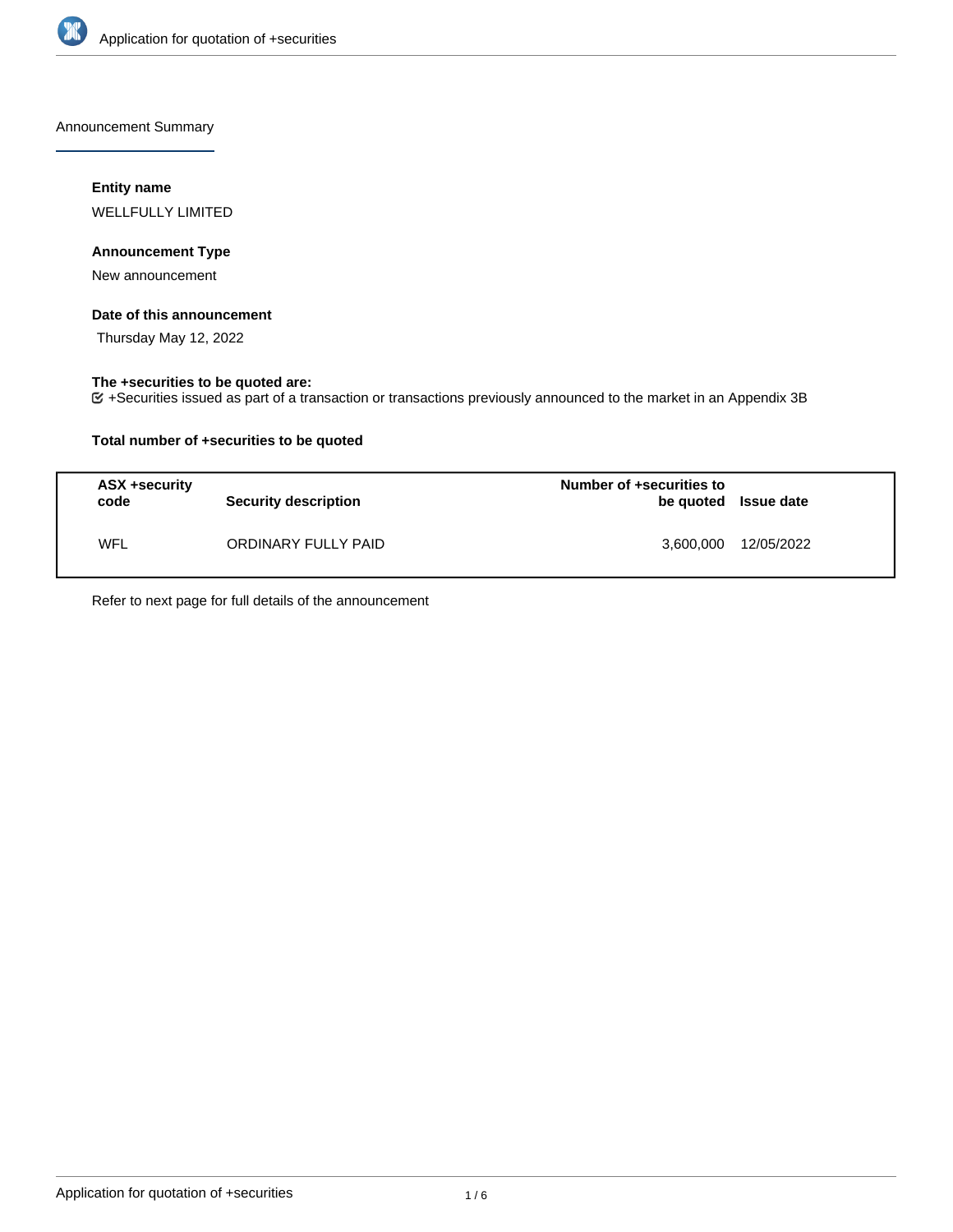Announcement Summary

**Entity name**

WELLFULLY LIMITED

**Announcement Type**

New announcement

**Date of this announcement**

Thursday May 12, 2022

**The +securities to be quoted are:**

+Securities issued as part of a transaction or transactions previously announced to the market in an Appendix 3B

**Total number of +securities to be quoted**

| ASX +security code | Security description | Number of +securities to be quoted | Issue date |
|---|---|---|---|
| WFL | ORDINARY FULLY PAID | 3,600,000 | 12/05/2022 |

Refer to next page for full details of the announcement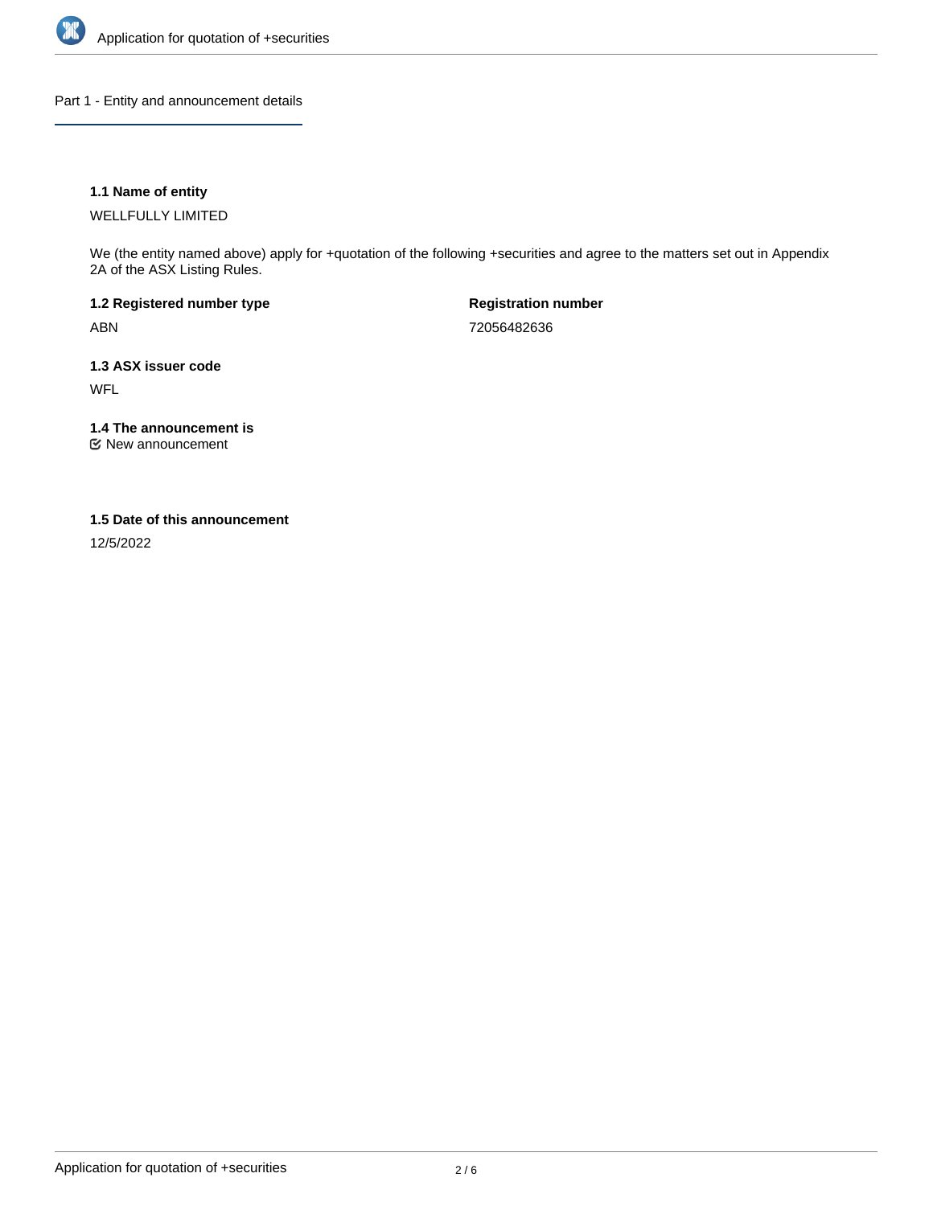## Part 1 - Entity and announcement details

### 1.1 Name of entity

WELLFULLY LIMITED

We (the entity named above) apply for +quotation of the following +securities and agree to the matters set out in Appendix 2A of the ASX Listing Rules.

**1.2 Registered number type**

ABN

**Registration number**

72056482636

### 1.3 ASX issuer code

WFL

### 1.4 The announcement is

New announcement

### 1.5 Date of this announcement

12/5/2022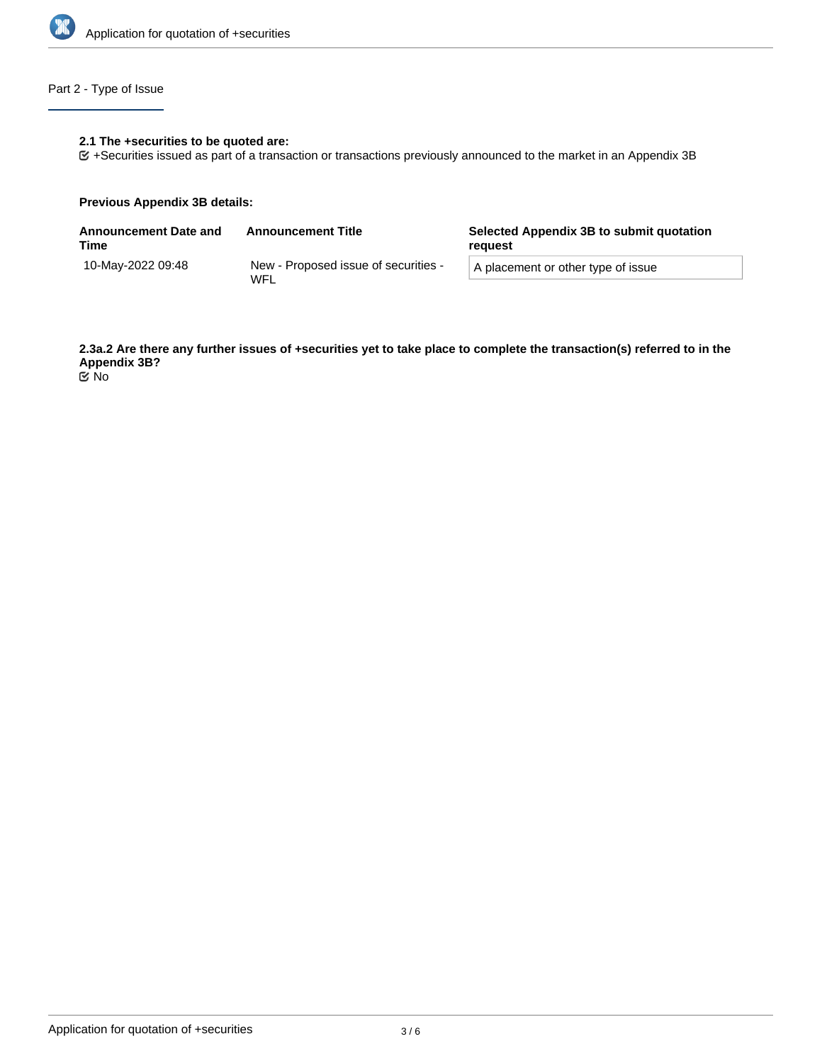## Part 2 - Type of Issue

**2.1 The +securities to be quoted are:**

+Securities issued as part of a transaction or transactions previously announced to the market in an Appendix 3B

**Previous Appendix 3B details:**

| Announcement Date and Time | Announcement Title | Selected Appendix 3B to submit quotation request |
|---|---|---|
| 10-May-2022 09:48 | New - Proposed issue of securities - WFL | A placement or other type of issue |

**2.3a.2 Are there any further issues of +securities yet to take place to complete the transaction(s) referred to in the Appendix 3B?**

No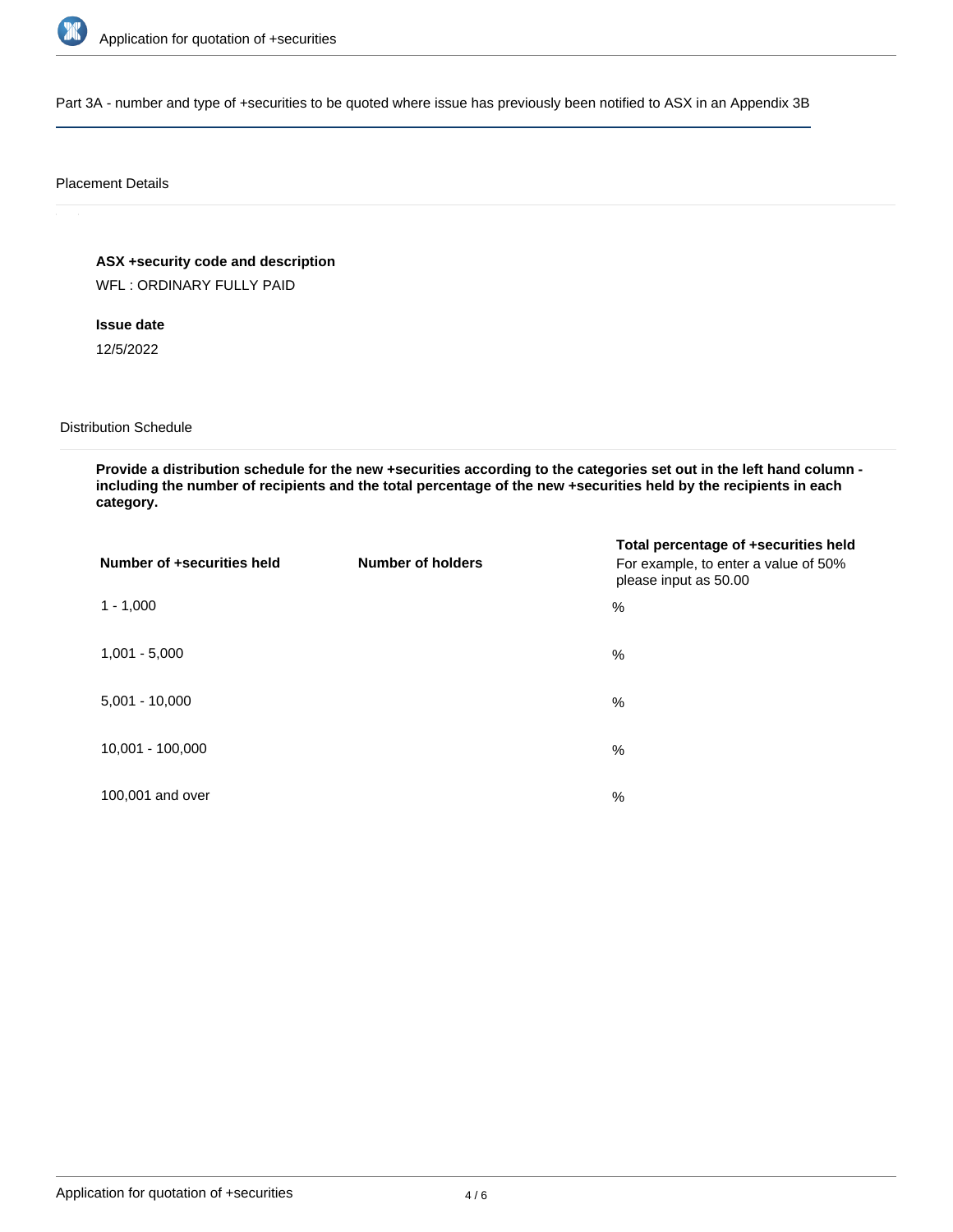Part 3A - number and type of +securities to be quoted where issue has previously been notified to ASX in an Appendix 3B

Placement Details

**ASX +security code and description**

WFL : ORDINARY FULLY PAID

**Issue date**

12/5/2022

Distribution Schedule

**Provide a distribution schedule for the new +securities according to the categories set out in the left hand column - including the number of recipients and the total percentage of the new +securities held by the recipients in each category.**

| Number of +securities held | Number of holders | Total percentage of +securities held<br>For example, to enter a value of 50% please input as 50.00 |
| --- | --- | --- |
| 1 - 1,000 | | % |
| 1,001 - 5,000 | | % |
| 5,001 - 10,000 | | % |
| 10,001 - 100,000 | | % |
| 100,001 and over | | % |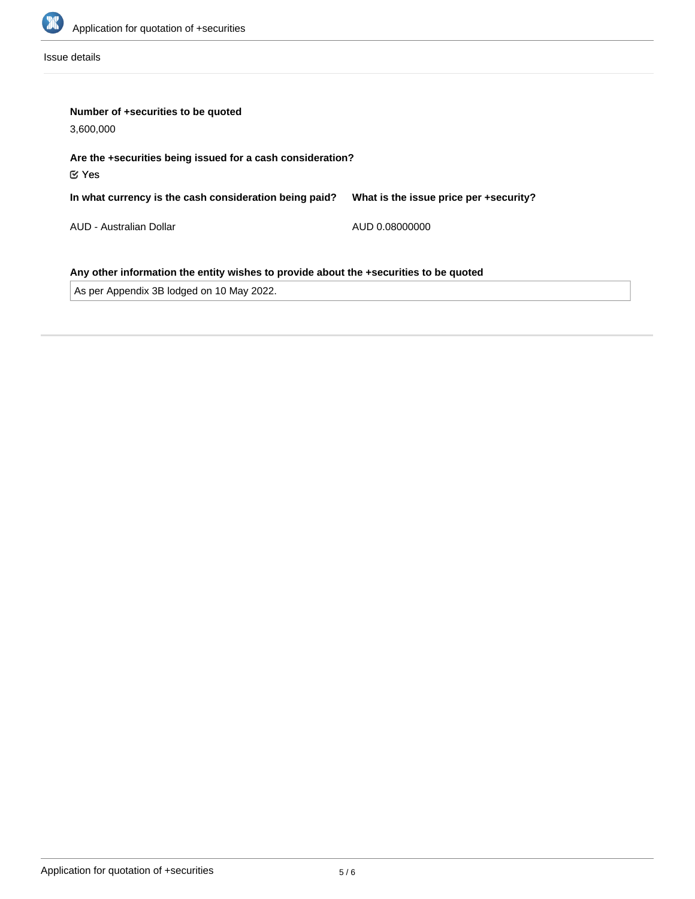Issue details

**Number of +securities to be quoted**

3,600,000

**Are the +securities being issued for a cash consideration?**

☑ Yes

| In what currency is the cash consideration being paid? | What is the issue price per +security? |
| --- | --- |
| AUD - Australian Dollar | AUD 0.08000000 |

**Any other information the entity wishes to provide about the +securities to be quoted**

As per Appendix 3B lodged on 10 May 2022.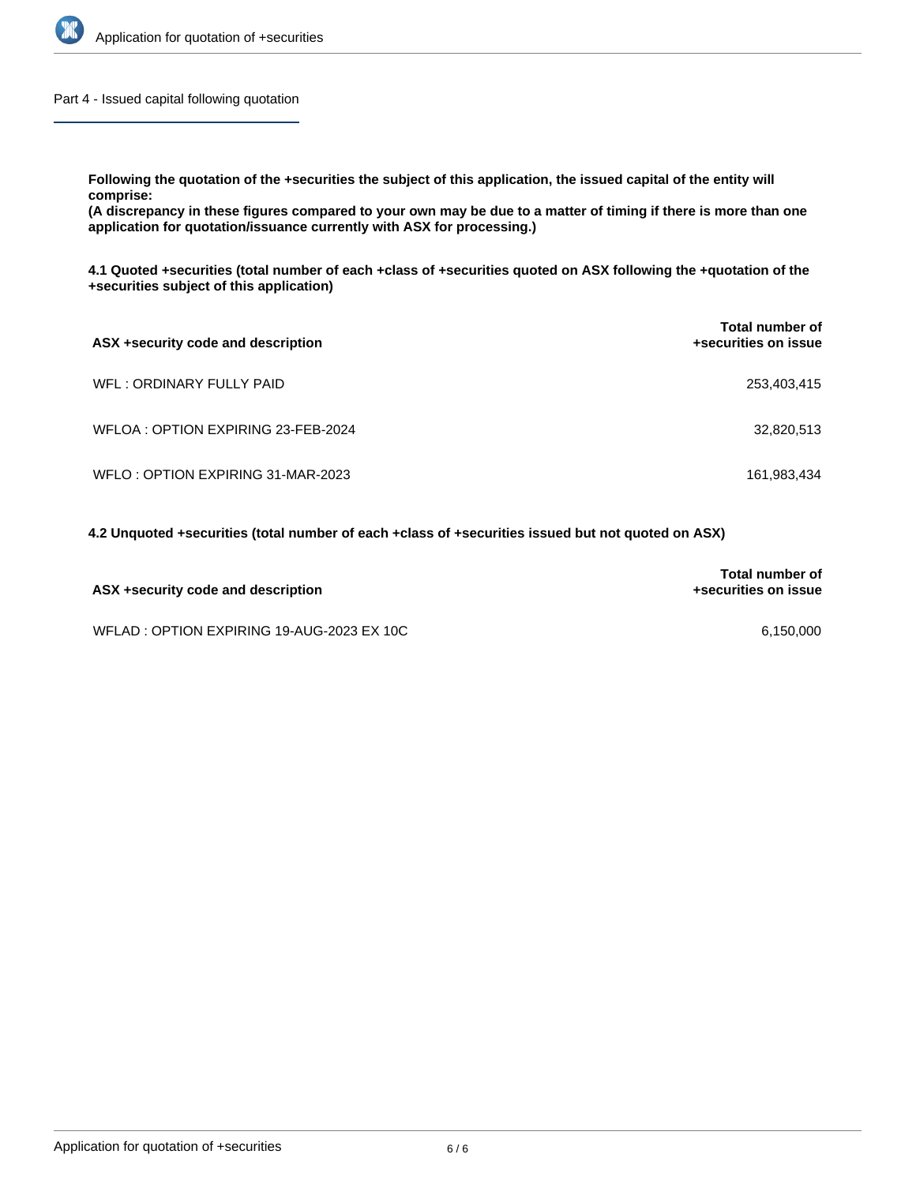## Part 4 - Issued capital following quotation

**Following the quotation of the +securities the subject of this application, the issued capital of the entity will comprise:**
**(A discrepancy in these figures compared to your own may be due to a matter of timing if there is more than one application for quotation/issuance currently with ASX for processing.)**

**4.1 Quoted +securities (total number of each +class of +securities quoted on ASX following the +quotation of the +securities subject of this application)**

| ASX +security code and description | Total number of +securities on issue |
|---|---|
| WFL : ORDINARY FULLY PAID | 253,403,415 |
| WFLOA : OPTION EXPIRING 23-FEB-2024 | 32,820,513 |
| WFLO : OPTION EXPIRING 31-MAR-2023 | 161,983,434 |

**4.2 Unquoted +securities (total number of each +class of +securities issued but not quoted on ASX)**

| ASX +security code and description | Total number of +securities on issue |
|---|---|
| WFLAD : OPTION EXPIRING 19-AUG-2023 EX 10C | 6,150,000 |